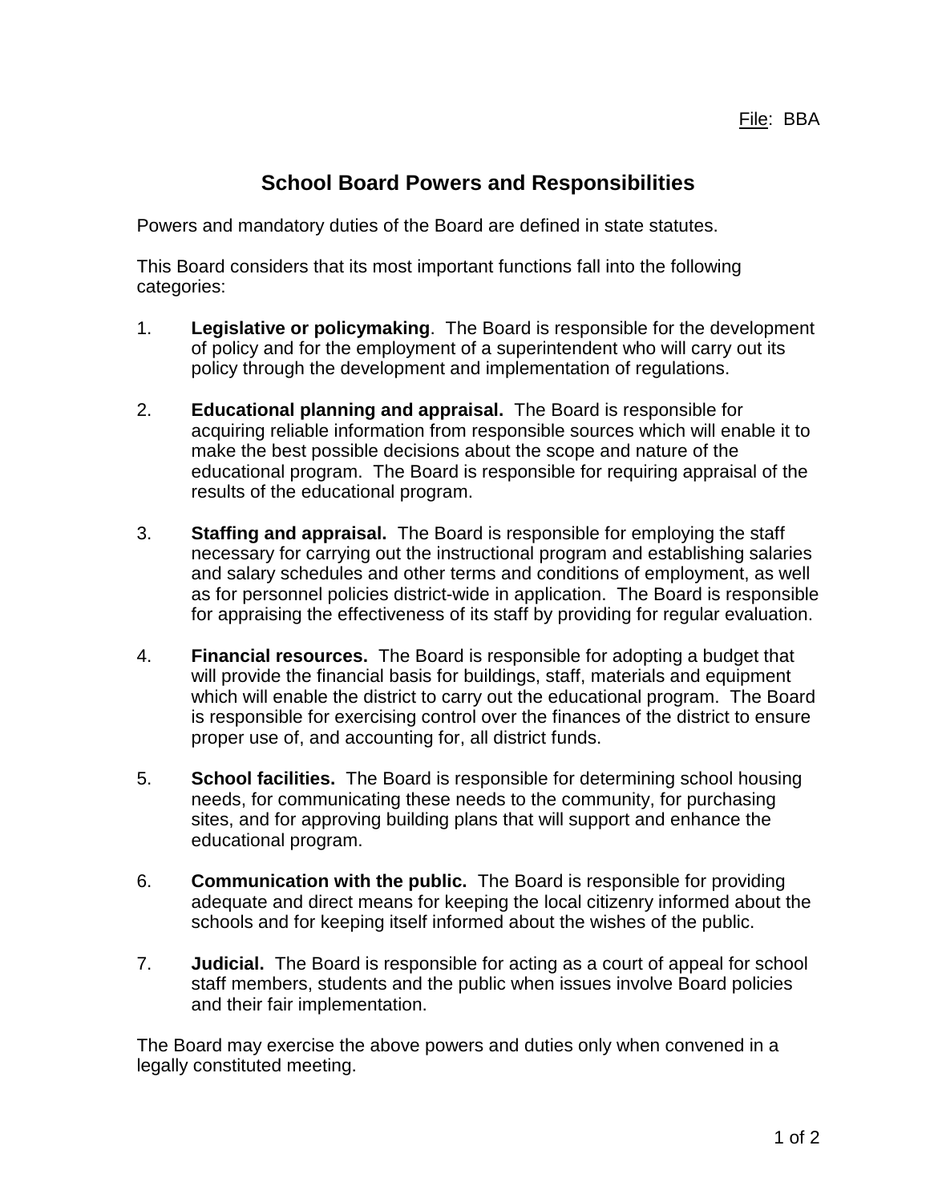File: BBA

# School Board Powers and Responsibilities

Powers and mandatory duties of the Board are defined in state statutes.

This Board considers that its most important functions fall into the following categories:

1. **Legislative or policymaking**. The Board is responsible for the development of policy and for the employment of a superintendent who will carry out its policy through the development and implementation of regulations.

2. **Educational planning and appraisal.** The Board is responsible for acquiring reliable information from responsible sources which will enable it to make the best possible decisions about the scope and nature of the educational program. The Board is responsible for requiring appraisal of the results of the educational program.

3. **Staffing and appraisal.** The Board is responsible for employing the staff necessary for carrying out the instructional program and establishing salaries and salary schedules and other terms and conditions of employment, as well as for personnel policies district-wide in application. The Board is responsible for appraising the effectiveness of its staff by providing for regular evaluation.

4. **Financial resources.** The Board is responsible for adopting a budget that will provide the financial basis for buildings, staff, materials and equipment which will enable the district to carry out the educational program. The Board is responsible for exercising control over the finances of the district to ensure proper use of, and accounting for, all district funds.

5. **School facilities.** The Board is responsible for determining school housing needs, for communicating these needs to the community, for purchasing sites, and for approving building plans that will support and enhance the educational program.

6. **Communication with the public.** The Board is responsible for providing adequate and direct means for keeping the local citizenry informed about the schools and for keeping itself informed about the wishes of the public.

7. **Judicial.** The Board is responsible for acting as a court of appeal for school staff members, students and the public when issues involve Board policies and their fair implementation.

The Board may exercise the above powers and duties only when convened in a legally constituted meeting.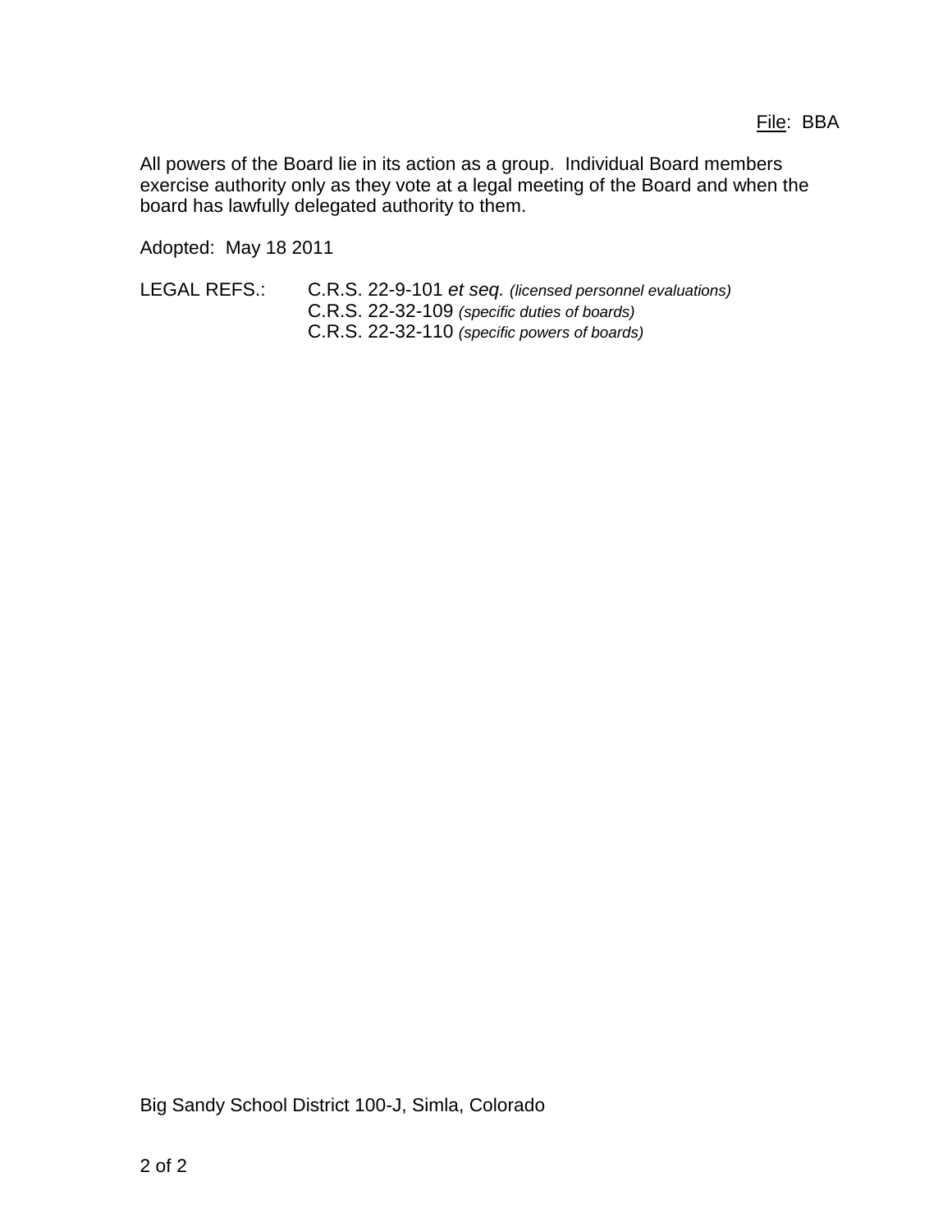All powers of the Board lie in its action as a group. Individual Board members exercise authority only as they vote at a legal meeting of the Board and when the board has lawfully delegated authority to them.

Adopted: May 18 2011

LEGAL REFS.: C.R.S. 22-9-101 *et seq.* *(licensed personnel evaluations)*
C.R.S. 22-32-109 *(specific duties of boards)*
C.R.S. 22-32-110 *(specific powers of boards)*